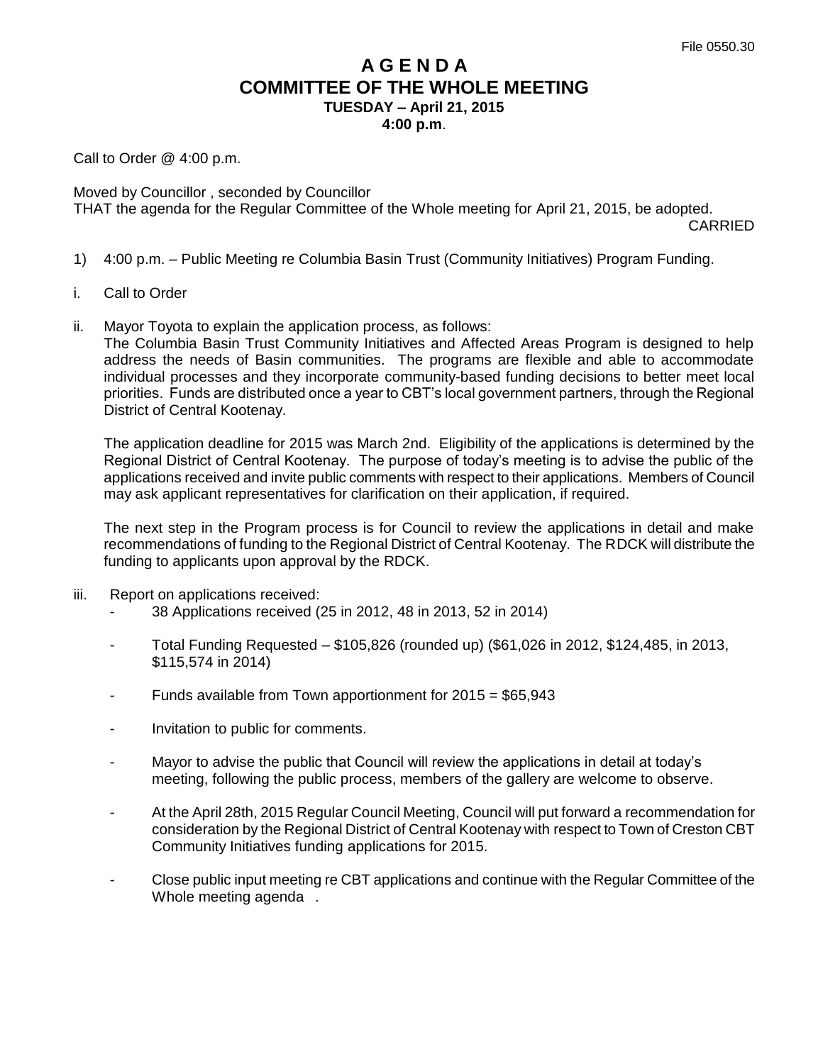File 0550.30

# A G E N D A
# COMMITTEE OF THE WHOLE MEETING
### TUESDAY – April 21, 2015
### 4:00 p.m.

Call to Order @ 4:00 p.m.

Moved by Councillor , seconded by Councillor
THAT the agenda for the Regular Committee of the Whole meeting for April 21, 2015, be adopted.

CARRIED

1) 4:00 p.m. – Public Meeting re Columbia Basin Trust (Community Initiatives) Program Funding.

i. Call to Order

ii. Mayor Toyota to explain the application process, as follows:
The Columbia Basin Trust Community Initiatives and Affected Areas Program is designed to help address the needs of Basin communities. The programs are flexible and able to accommodate individual processes and they incorporate community-based funding decisions to better meet local priorities. Funds are distributed once a year to CBT's local government partners, through the Regional District of Central Kootenay.

The application deadline for 2015 was March 2nd. Eligibility of the applications is determined by the Regional District of Central Kootenay. The purpose of today's meeting is to advise the public of the applications received and invite public comments with respect to their applications. Members of Council may ask applicant representatives for clarification on their application, if required.

The next step in the Program process is for Council to review the applications in detail and make recommendations of funding to the Regional District of Central Kootenay. The RDCK will distribute the funding to applicants upon approval by the RDCK.

iii. Report on applications received:

- 38 Applications received (25 in 2012, 48 in 2013, 52 in 2014)
- Total Funding Requested – $105,826 (rounded up) ($61,026 in 2012, $124,485, in 2013, $115,574 in 2014)
- Funds available from Town apportionment for 2015 = $65,943
- Invitation to public for comments.
- Mayor to advise the public that Council will review the applications in detail at today's meeting, following the public process, members of the gallery are welcome to observe.
- At the April 28th, 2015 Regular Council Meeting, Council will put forward a recommendation for consideration by the Regional District of Central Kootenay with respect to Town of Creston CBT Community Initiatives funding applications for 2015.
- Close public input meeting re CBT applications and continue with the Regular Committee of the Whole meeting agenda .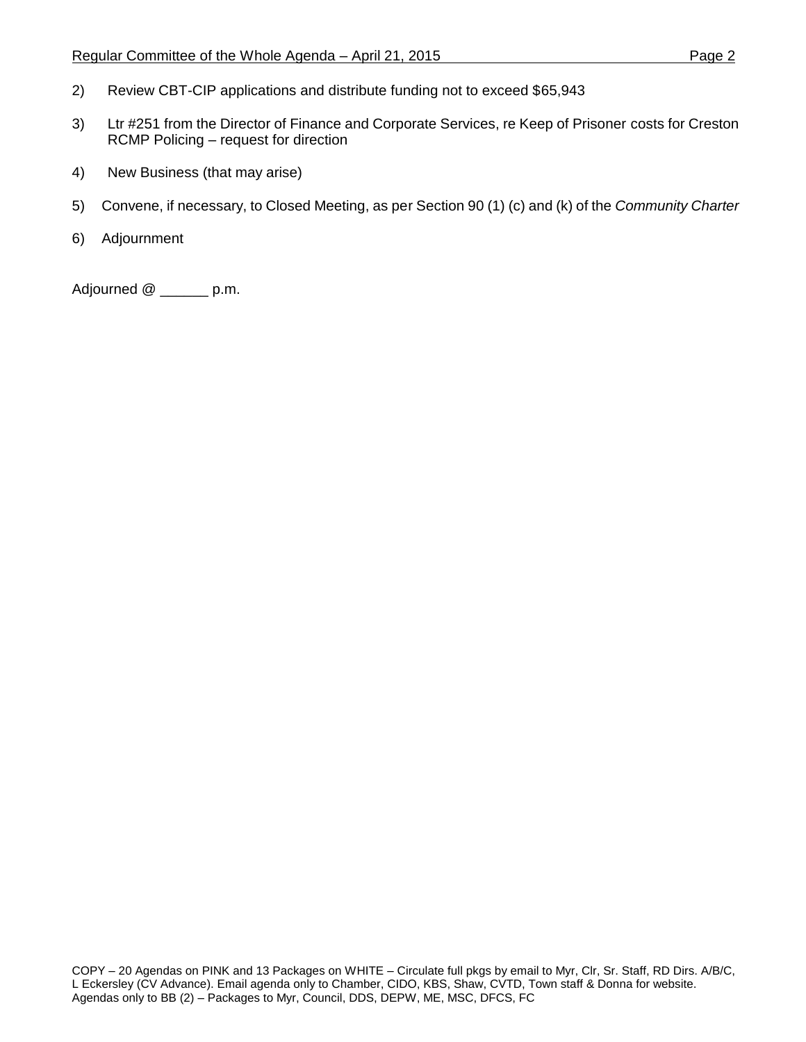2) Review CBT-CIP applications and distribute funding not to exceed $65,943

3) Ltr #251 from the Director of Finance and Corporate Services, re Keep of Prisoner costs for Creston RCMP Policing – request for direction

4) New Business (that may arise)

5) Convene, if necessary, to Closed Meeting, as per Section 90 (1) (c) and (k) of the *Community Charter*

6) Adjournment

Adjourned @ ______ p.m.

COPY – 20 Agendas on PINK and 13 Packages on WHITE – Circulate full pkgs by email to Myr, Clr, Sr. Staff, RD Dirs. A/B/C, L Eckersley (CV Advance). Email agenda only to Chamber, CIDO, KBS, Shaw, CVTD, Town staff & Donna for website. Agendas only to BB (2) – Packages to Myr, Council, DDS, DEPW, ME, MSC, DFCS, FC